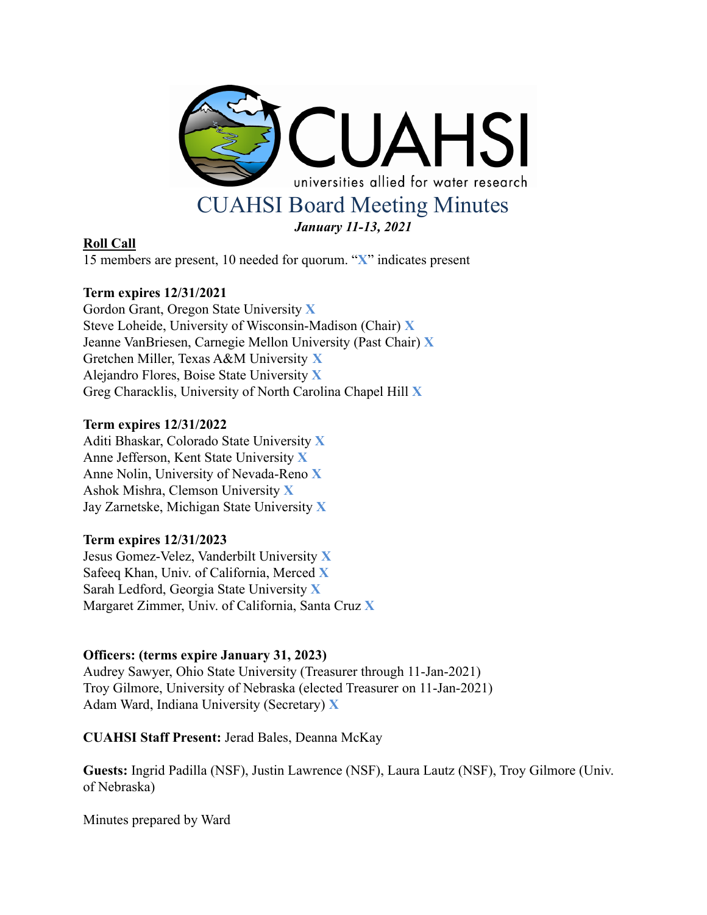# CUAHSI Board Meeting Minutes

***January 11-13, 2021***

**Roll Call**

15 members are present, 10 needed for quorum. "**X**" indicates present

**Term expires 12/31/2021**

Gordon Grant, Oregon State University **X**
Steve Loheide, University of Wisconsin-Madison (Chair) **X**
Jeanne VanBriesen, Carnegie Mellon University (Past Chair) **X**
Gretchen Miller, Texas A&M University **X**
Alejandro Flores, Boise State University **X**
Greg Characklis, University of North Carolina Chapel Hill **X**

**Term expires 12/31/2022**

Aditi Bhaskar, Colorado State University **X**
Anne Jefferson, Kent State University **X**
Anne Nolin, University of Nevada-Reno **X**
Ashok Mishra, Clemson University **X**
Jay Zarnetske, Michigan State University **X**

**Term expires 12/31/2023**

Jesus Gomez-Velez, Vanderbilt University **X**
Safeeq Khan, Univ. of California, Merced **X**
Sarah Ledford, Georgia State University **X**
Margaret Zimmer, Univ. of California, Santa Cruz **X**

**Officers: (terms expire January 31, 2023)**

Audrey Sawyer, Ohio State University (Treasurer through 11-Jan-2021)
Troy Gilmore, University of Nebraska (elected Treasurer on 11-Jan-2021)
Adam Ward, Indiana University (Secretary) **X**

**CUAHSI Staff Present:** Jerad Bales, Deanna McKay

**Guests:** Ingrid Padilla (NSF), Justin Lawrence (NSF), Laura Lautz (NSF), Troy Gilmore (Univ. of Nebraska)

Minutes prepared by Ward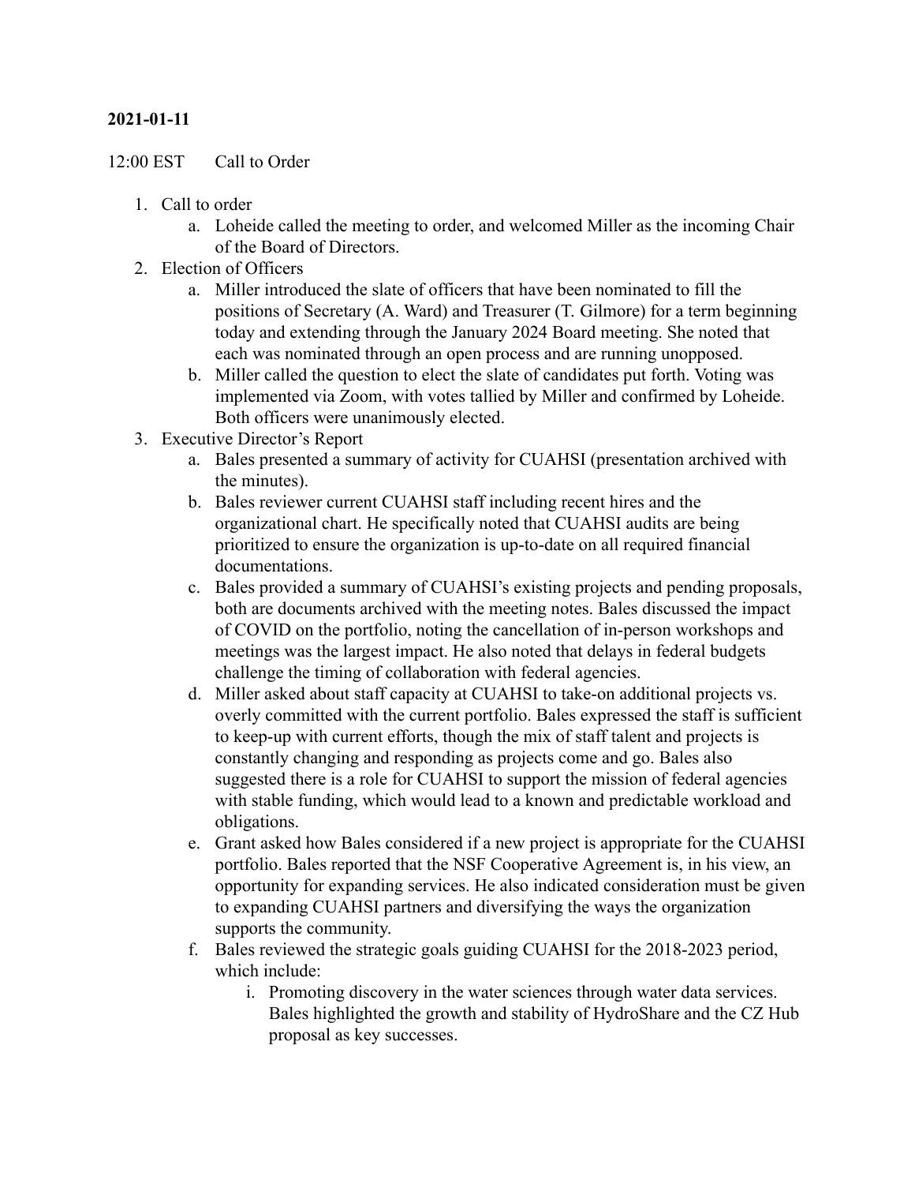**2021-01-11**

12:00 EST Call to Order

1. Call to order
   a. Loheide called the meeting to order, and welcomed Miller as the incoming Chair of the Board of Directors.
2. Election of Officers
   a. Miller introduced the slate of officers that have been nominated to fill the positions of Secretary (A. Ward) and Treasurer (T. Gilmore) for a term beginning today and extending through the January 2024 Board meeting. She noted that each was nominated through an open process and are running unopposed.
   b. Miller called the question to elect the slate of candidates put forth. Voting was implemented via Zoom, with votes tallied by Miller and confirmed by Loheide. Both officers were unanimously elected.
3. Executive Director's Report
   a. Bales presented a summary of activity for CUAHSI (presentation archived with the minutes).
   b. Bales reviewer current CUAHSI staff including recent hires and the organizational chart. He specifically noted that CUAHSI audits are being prioritized to ensure the organization is up-to-date on all required financial documentations.
   c. Bales provided a summary of CUAHSI's existing projects and pending proposals, both are documents archived with the meeting notes. Bales discussed the impact of COVID on the portfolio, noting the cancellation of in-person workshops and meetings was the largest impact. He also noted that delays in federal budgets challenge the timing of collaboration with federal agencies.
   d. Miller asked about staff capacity at CUAHSI to take-on additional projects vs. overly committed with the current portfolio. Bales expressed the staff is sufficient to keep-up with current efforts, though the mix of staff talent and projects is constantly changing and responding as projects come and go. Bales also suggested there is a role for CUAHSI to support the mission of federal agencies with stable funding, which would lead to a known and predictable workload and obligations.
   e. Grant asked how Bales considered if a new project is appropriate for the CUAHSI portfolio. Bales reported that the NSF Cooperative Agreement is, in his view, an opportunity for expanding services. He also indicated consideration must be given to expanding CUAHSI partners and diversifying the ways the organization supports the community.
   f. Bales reviewed the strategic goals guiding CUAHSI for the 2018-2023 period, which include:
      i. Promoting discovery in the water sciences through water data services. Bales highlighted the growth and stability of HydroShare and the CZ Hub proposal as key successes.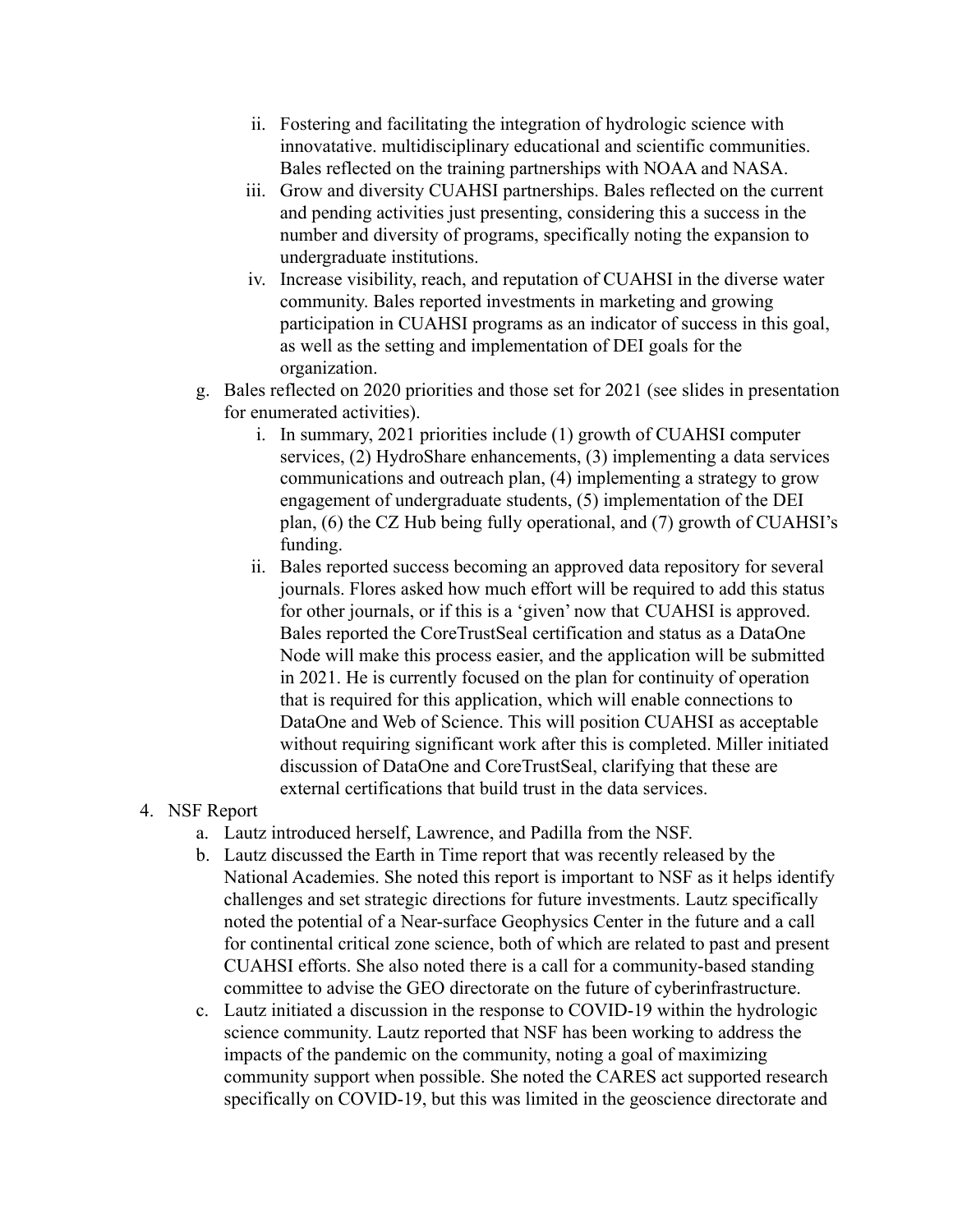ii. Fostering and facilitating the integration of hydrologic science with innovatative. multidisciplinary educational and scientific communities. Bales reflected on the training partnerships with NOAA and NASA.
   iii. Grow and diversity CUAHSI partnerships. Bales reflected on the current and pending activities just presenting, considering this a success in the number and diversity of programs, specifically noting the expansion to undergraduate institutions.
   iv. Increase visibility, reach, and reputation of CUAHSI in the diverse water community. Bales reported investments in marketing and growing participation in CUAHSI programs as an indicator of success in this goal, as well as the setting and implementation of DEI goals for the organization.

g. Bales reflected on 2020 priorities and those set for 2021 (see slides in presentation for enumerated activities).
   i. In summary, 2021 priorities include (1) growth of CUAHSI computer services, (2) HydroShare enhancements, (3) implementing a data services communications and outreach plan, (4) implementing a strategy to grow engagement of undergraduate students, (5) implementation of the DEI plan, (6) the CZ Hub being fully operational, and (7) growth of CUAHSI's funding.
   ii. Bales reported success becoming an approved data repository for several journals. Flores asked how much effort will be required to add this status for other journals, or if this is a 'given' now that CUAHSI is approved. Bales reported the CoreTrustSeal certification and status as a DataOne Node will make this process easier, and the application will be submitted in 2021. He is currently focused on the plan for continuity of operation that is required for this application, which will enable connections to DataOne and Web of Science. This will position CUAHSI as acceptable without requiring significant work after this is completed. Miller initiated discussion of DataOne and CoreTrustSeal, clarifying that these are external certifications that build trust in the data services.

4. NSF Report
   a. Lautz introduced herself, Lawrence, and Padilla from the NSF.
   b. Lautz discussed the Earth in Time report that was recently released by the National Academies. She noted this report is important to NSF as it helps identify challenges and set strategic directions for future investments. Lautz specifically noted the potential of a Near-surface Geophysics Center in the future and a call for continental critical zone science, both of which are related to past and present CUAHSI efforts. She also noted there is a call for a community-based standing committee to advise the GEO directorate on the future of cyberinfrastructure.
   c. Lautz initiated a discussion in the response to COVID-19 within the hydrologic science community. Lautz reported that NSF has been working to address the impacts of the pandemic on the community, noting a goal of maximizing community support when possible. She noted the CARES act supported research specifically on COVID-19, but this was limited in the geoscience directorate and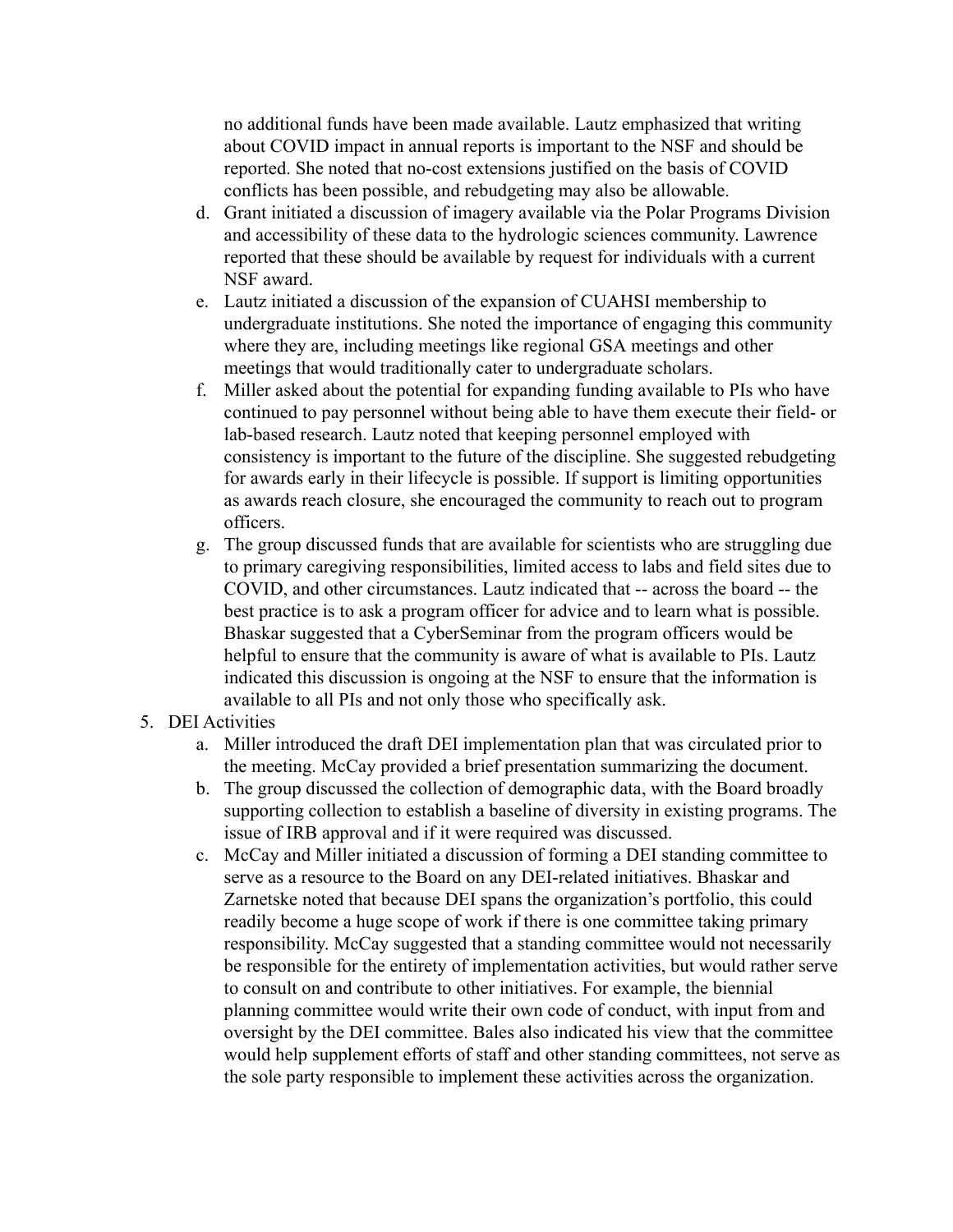no additional funds have been made available. Lautz emphasized that writing about COVID impact in annual reports is important to the NSF and should be reported. She noted that no-cost extensions justified on the basis of COVID conflicts has been possible, and rebudgeting may also be allowable.

d. Grant initiated a discussion of imagery available via the Polar Programs Division and accessibility of these data to the hydrologic sciences community. Lawrence reported that these should be available by request for individuals with a current NSF award.

e. Lautz initiated a discussion of the expansion of CUAHSI membership to undergraduate institutions. She noted the importance of engaging this community where they are, including meetings like regional GSA meetings and other meetings that would traditionally cater to undergraduate scholars.

f. Miller asked about the potential for expanding funding available to PIs who have continued to pay personnel without being able to have them execute their field- or lab-based research. Lautz noted that keeping personnel employed with consistency is important to the future of the discipline. She suggested rebudgeting for awards early in their lifecycle is possible. If support is limiting opportunities as awards reach closure, she encouraged the community to reach out to program officers.

g. The group discussed funds that are available for scientists who are struggling due to primary caregiving responsibilities, limited access to labs and field sites due to COVID, and other circumstances. Lautz indicated that -- across the board -- the best practice is to ask a program officer for advice and to learn what is possible. Bhaskar suggested that a CyberSeminar from the program officers would be helpful to ensure that the community is aware of what is available to PIs. Lautz indicated this discussion is ongoing at the NSF to ensure that the information is available to all PIs and not only those who specifically ask.

5. DEI Activities

   a. Miller introduced the draft DEI implementation plan that was circulated prior to the meeting. McCay provided a brief presentation summarizing the document.

   b. The group discussed the collection of demographic data, with the Board broadly supporting collection to establish a baseline of diversity in existing programs. The issue of IRB approval and if it were required was discussed.

   c. McCay and Miller initiated a discussion of forming a DEI standing committee to serve as a resource to the Board on any DEI-related initiatives. Bhaskar and Zarnetske noted that because DEI spans the organization's portfolio, this could readily become a huge scope of work if there is one committee taking primary responsibility. McCay suggested that a standing committee would not necessarily be responsible for the entirety of implementation activities, but would rather serve to consult on and contribute to other initiatives. For example, the biennial planning committee would write their own code of conduct, with input from and oversight by the DEI committee. Bales also indicated his view that the committee would help supplement efforts of staff and other standing committees, not serve as the sole party responsible to implement these activities across the organization.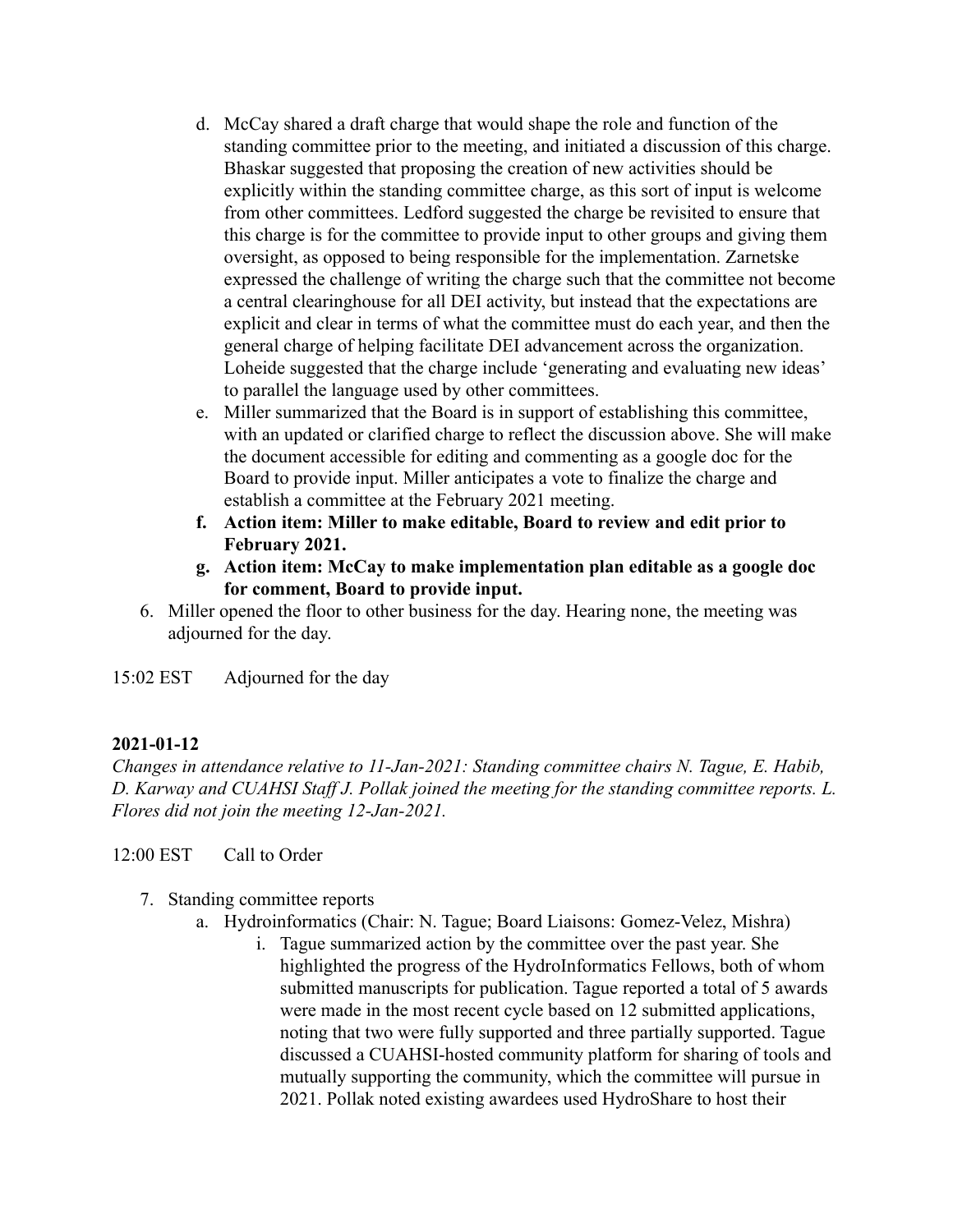d. McCay shared a draft charge that would shape the role and function of the standing committee prior to the meeting, and initiated a discussion of this charge. Bhaskar suggested that proposing the creation of new activities should be explicitly within the standing committee charge, as this sort of input is welcome from other committees. Ledford suggested the charge be revisited to ensure that this charge is for the committee to provide input to other groups and giving them oversight, as opposed to being responsible for the implementation. Zarnetske expressed the challenge of writing the charge such that the committee not become a central clearinghouse for all DEI activity, but instead that the expectations are explicit and clear in terms of what the committee must do each year, and then the general charge of helping facilitate DEI advancement across the organization. Loheide suggested that the charge include 'generating and evaluating new ideas' to parallel the language used by other committees.

e. Miller summarized that the Board is in support of establishing this committee, with an updated or clarified charge to reflect the discussion above. She will make the document accessible for editing and commenting as a google doc for the Board to provide input. Miller anticipates a vote to finalize the charge and establish a committee at the February 2021 meeting.

f. **Action item: Miller to make editable, Board to review and edit prior to February 2021.**

g. **Action item: McCay to make implementation plan editable as a google doc for comment, Board to provide input.**

6. Miller opened the floor to other business for the day. Hearing none, the meeting was adjourned for the day.

15:02 EST Adjourned for the day

**2021-01-12**

*Changes in attendance relative to 11-Jan-2021: Standing committee chairs N. Tague, E. Habib, D. Karway and CUAHSI Staff J. Pollak joined the meeting for the standing committee reports. L. Flores did not join the meeting 12-Jan-2021.*

12:00 EST Call to Order

7. Standing committee reports
   a. Hydroinformatics (Chair: N. Tague; Board Liaisons: Gomez-Velez, Mishra)
      i. Tague summarized action by the committee over the past year. She highlighted the progress of the HydroInformatics Fellows, both of whom submitted manuscripts for publication. Tague reported a total of 5 awards were made in the most recent cycle based on 12 submitted applications, noting that two were fully supported and three partially supported. Tague discussed a CUAHSI-hosted community platform for sharing of tools and mutually supporting the community, which the committee will pursue in 2021. Pollak noted existing awardees used HydroShare to host their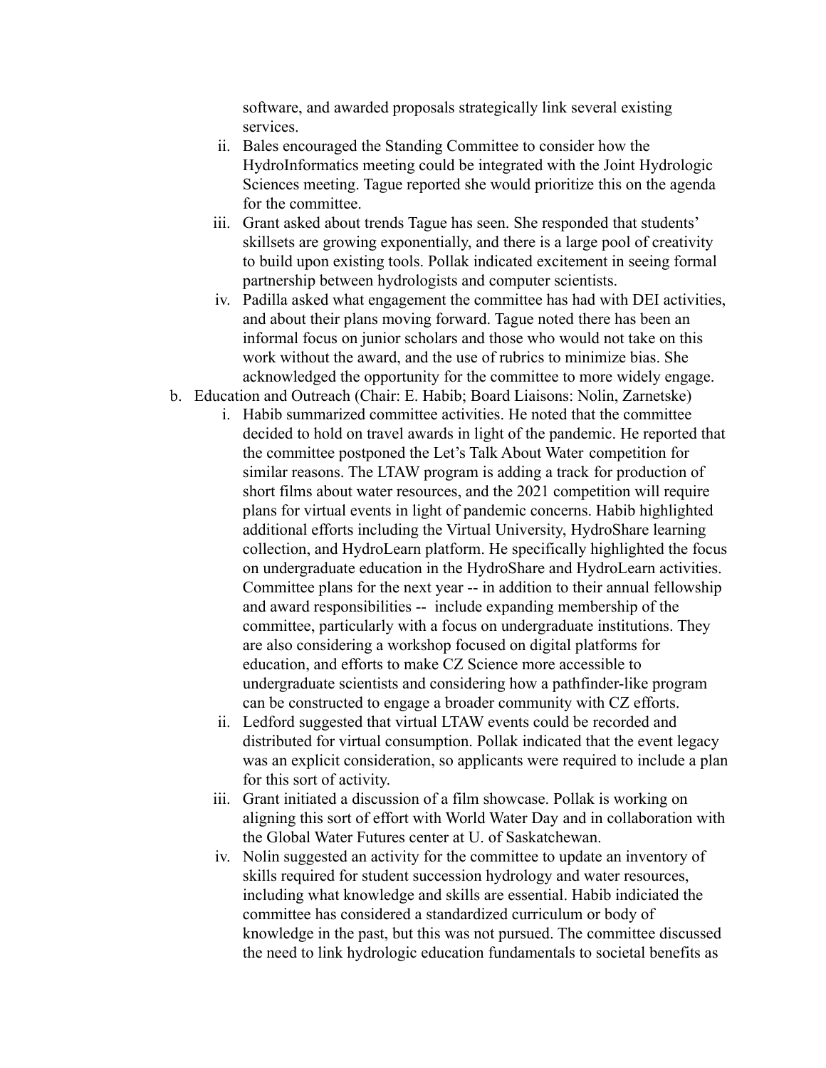software, and awarded proposals strategically link several existing services.

ii. Bales encouraged the Standing Committee to consider how the HydroInformatics meeting could be integrated with the Joint Hydrologic Sciences meeting. Tague reported she would prioritize this on the agenda for the committee.

iii. Grant asked about trends Tague has seen. She responded that students' skillsets are growing exponentially, and there is a large pool of creativity to build upon existing tools. Pollak indicated excitement in seeing formal partnership between hydrologists and computer scientists.

iv. Padilla asked what engagement the committee has had with DEI activities, and about their plans moving forward. Tague noted there has been an informal focus on junior scholars and those who would not take on this work without the award, and the use of rubrics to minimize bias. She acknowledged the opportunity for the committee to more widely engage.

b. Education and Outreach (Chair: E. Habib; Board Liaisons: Nolin, Zarnetske)

i. Habib summarized committee activities. He noted that the committee decided to hold on travel awards in light of the pandemic. He reported that the committee postponed the Let's Talk About Water competition for similar reasons. The LTAW program is adding a track for production of short films about water resources, and the 2021 competition will require plans for virtual events in light of pandemic concerns. Habib highlighted additional efforts including the Virtual University, HydroShare learning collection, and HydroLearn platform. He specifically highlighted the focus on undergraduate education in the HydroShare and HydroLearn activities. Committee plans for the next year -- in addition to their annual fellowship and award responsibilities -- include expanding membership of the committee, particularly with a focus on undergraduate institutions. They are also considering a workshop focused on digital platforms for education, and efforts to make CZ Science more accessible to undergraduate scientists and considering how a pathfinder-like program can be constructed to engage a broader community with CZ efforts.

ii. Ledford suggested that virtual LTAW events could be recorded and distributed for virtual consumption. Pollak indicated that the event legacy was an explicit consideration, so applicants were required to include a plan for this sort of activity.

iii. Grant initiated a discussion of a film showcase. Pollak is working on aligning this sort of effort with World Water Day and in collaboration with the Global Water Futures center at U. of Saskatchewan.

iv. Nolin suggested an activity for the committee to update an inventory of skills required for student succession hydrology and water resources, including what knowledge and skills are essential. Habib indiciated the committee has considered a standardized curriculum or body of knowledge in the past, but this was not pursued. The committee discussed the need to link hydrologic education fundamentals to societal benefits as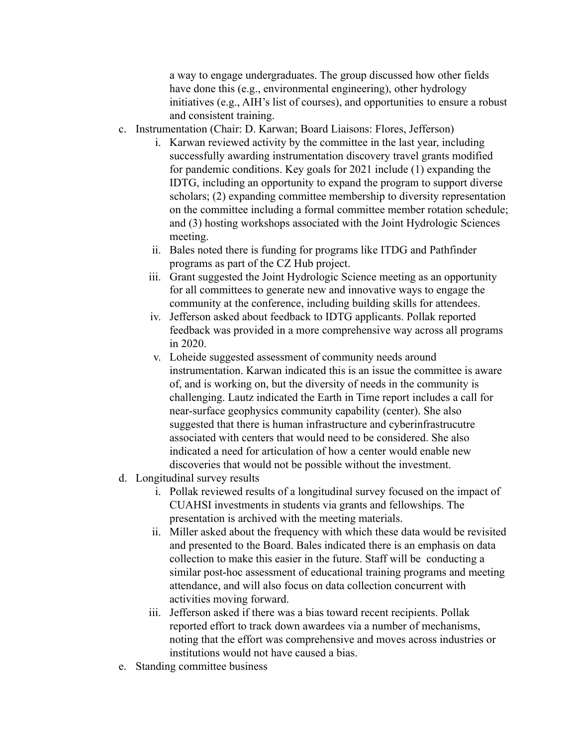a way to engage undergraduates. The group discussed how other fields have done this (e.g., environmental engineering), other hydrology initiatives (e.g., AIH's list of courses), and opportunities to ensure a robust and consistent training.

c. Instrumentation (Chair: D. Karwan; Board Liaisons: Flores, Jefferson)
   i. Karwan reviewed activity by the committee in the last year, including successfully awarding instrumentation discovery travel grants modified for pandemic conditions. Key goals for 2021 include (1) expanding the IDTG, including an opportunity to expand the program to support diverse scholars; (2) expanding committee membership to diversity representation on the committee including a formal committee member rotation schedule; and (3) hosting workshops associated with the Joint Hydrologic Sciences meeting.
   ii. Bales noted there is funding for programs like ITDG and Pathfinder programs as part of the CZ Hub project.
   iii. Grant suggested the Joint Hydrologic Science meeting as an opportunity for all committees to generate new and innovative ways to engage the community at the conference, including building skills for attendees.
   iv. Jefferson asked about feedback to IDTG applicants. Pollak reported feedback was provided in a more comprehensive way across all programs in 2020.
   v. Loheide suggested assessment of community needs around instrumentation. Karwan indicated this is an issue the committee is aware of, and is working on, but the diversity of needs in the community is challenging. Lautz indicated the Earth in Time report includes a call for near-surface geophysics community capability (center). She also suggested that there is human infrastructure and cyberinfrastrucutre associated with centers that would need to be considered. She also indicated a need for articulation of how a center would enable new discoveries that would not be possible without the investment.

d. Longitudinal survey results
   i. Pollak reviewed results of a longitudinal survey focused on the impact of CUAHSI investments in students via grants and fellowships. The presentation is archived with the meeting materials.
   ii. Miller asked about the frequency with which these data would be revisited and presented to the Board. Bales indicated there is an emphasis on data collection to make this easier in the future. Staff will be conducting a similar post-hoc assessment of educational training programs and meeting attendance, and will also focus on data collection concurrent with activities moving forward.
   iii. Jefferson asked if there was a bias toward recent recipients. Pollak reported effort to track down awardees via a number of mechanisms, noting that the effort was comprehensive and moves across industries or institutions would not have caused a bias.

e. Standing committee business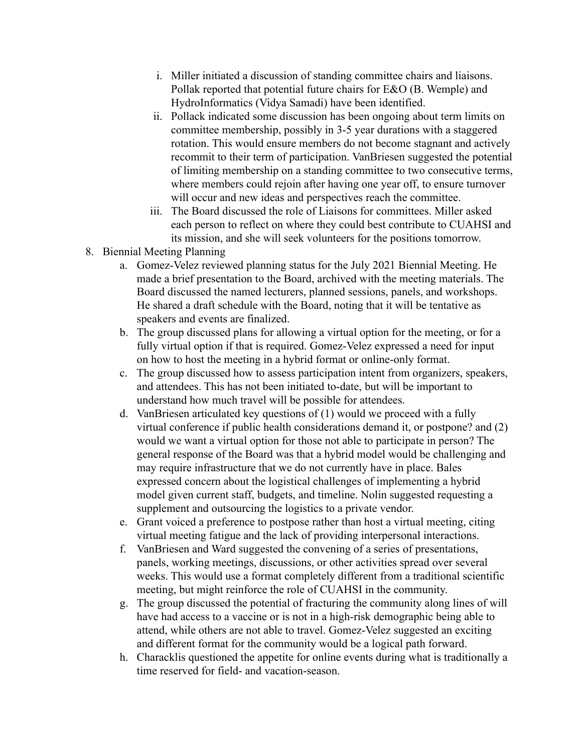i. Miller initiated a discussion of standing committee chairs and liaisons. Pollak reported that potential future chairs for E&O (B. Wemple) and HydroInformatics (Vidya Samadi) have been identified.
   ii. Pollack indicated some discussion has been ongoing about term limits on committee membership, possibly in 3-5 year durations with a staggered rotation. This would ensure members do not become stagnant and actively recommit to their term of participation. VanBriesen suggested the potential of limiting membership on a standing committee to two consecutive terms, where members could rejoin after having one year off, to ensure turnover will occur and new ideas and perspectives reach the committee.
   iii. The Board discussed the role of Liaisons for committees. Miller asked each person to reflect on where they could best contribute to CUAHSI and its mission, and she will seek volunteers for the positions tomorrow.

8. Biennial Meeting Planning
   a. Gomez-Velez reviewed planning status for the July 2021 Biennial Meeting. He made a brief presentation to the Board, archived with the meeting materials. The Board discussed the named lecturers, planned sessions, panels, and workshops. He shared a draft schedule with the Board, noting that it will be tentative as speakers and events are finalized.
   b. The group discussed plans for allowing a virtual option for the meeting, or for a fully virtual option if that is required. Gomez-Velez expressed a need for input on how to host the meeting in a hybrid format or online-only format.
   c. The group discussed how to assess participation intent from organizers, speakers, and attendees. This has not been initiated to-date, but will be important to understand how much travel will be possible for attendees.
   d. VanBriesen articulated key questions of (1) would we proceed with a fully virtual conference if public health considerations demand it, or postpone? and (2) would we want a virtual option for those not able to participate in person? The general response of the Board was that a hybrid model would be challenging and may require infrastructure that we do not currently have in place. Bales expressed concern about the logistical challenges of implementing a hybrid model given current staff, budgets, and timeline. Nolin suggested requesting a supplement and outsourcing the logistics to a private vendor.
   e. Grant voiced a preference to postpose rather than host a virtual meeting, citing virtual meeting fatigue and the lack of providing interpersonal interactions.
   f. VanBriesen and Ward suggested the convening of a series of presentations, panels, working meetings, discussions, or other activities spread over several weeks. This would use a format completely different from a traditional scientific meeting, but might reinforce the role of CUAHSI in the community.
   g. The group discussed the potential of fracturing the community along lines of will have had access to a vaccine or is not in a high-risk demographic being able to attend, while others are not able to travel. Gomez-Velez suggested an exciting and different format for the community would be a logical path forward.
   h. Characklis questioned the appetite for online events during what is traditionally a time reserved for field- and vacation-season.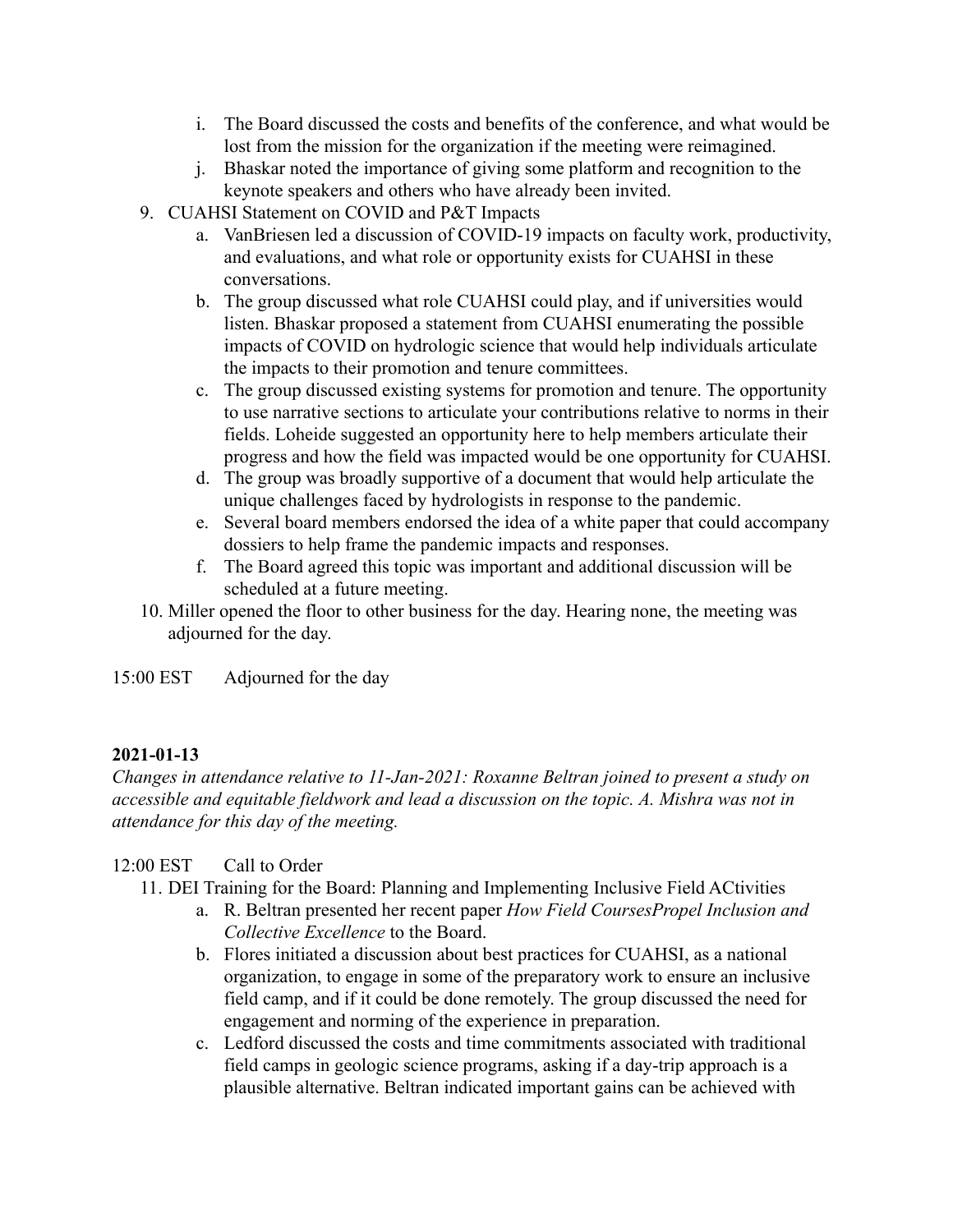i. The Board discussed the costs and benefits of the conference, and what would be lost from the mission for the organization if the meeting were reimagined.
   j. Bhaskar noted the importance of giving some platform and recognition to the keynote speakers and others who have already been invited.

9. CUAHSI Statement on COVID and P&T Impacts
   a. VanBriesen led a discussion of COVID-19 impacts on faculty work, productivity, and evaluations, and what role or opportunity exists for CUAHSI in these conversations.
   b. The group discussed what role CUAHSI could play, and if universities would listen. Bhaskar proposed a statement from CUAHSI enumerating the possible impacts of COVID on hydrologic science that would help individuals articulate the impacts to their promotion and tenure committees.
   c. The group discussed existing systems for promotion and tenure. The opportunity to use narrative sections to articulate your contributions relative to norms in their fields. Loheide suggested an opportunity here to help members articulate their progress and how the field was impacted would be one opportunity for CUAHSI.
   d. The group was broadly supportive of a document that would help articulate the unique challenges faced by hydrologists in response to the pandemic.
   e. Several board members endorsed the idea of a white paper that could accompany dossiers to help frame the pandemic impacts and responses.
   f. The Board agreed this topic was important and additional discussion will be scheduled at a future meeting.

10. Miller opened the floor to other business for the day. Hearing none, the meeting was adjourned for the day.

15:00 EST Adjourned for the day

**2021-01-13**

*Changes in attendance relative to 11-Jan-2021: Roxanne Beltran joined to present a study on accessible and equitable fieldwork and lead a discussion on the topic. A. Mishra was not in attendance for this day of the meeting.*

12:00 EST Call to Order

11. DEI Training for the Board: Planning and Implementing Inclusive Field ACtivities
   a. R. Beltran presented her recent paper *How Field CoursesPropel Inclusion and Collective Excellence* to the Board.
   b. Flores initiated a discussion about best practices for CUAHSI, as a national organization, to engage in some of the preparatory work to ensure an inclusive field camp, and if it could be done remotely. The group discussed the need for engagement and norming of the experience in preparation.
   c. Ledford discussed the costs and time commitments associated with traditional field camps in geologic science programs, asking if a day-trip approach is a plausible alternative. Beltran indicated important gains can be achieved with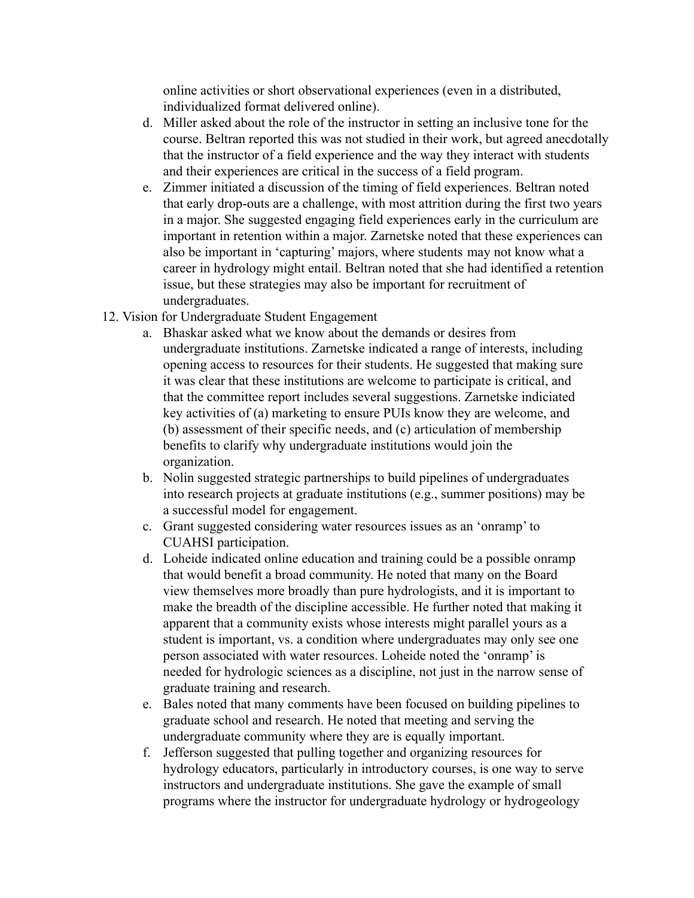online activities or short observational experiences (even in a distributed, individualized format delivered online).

   d. Miller asked about the role of the instructor in setting an inclusive tone for the course. Beltran reported this was not studied in their work, but agreed anecdotally that the instructor of a field experience and the way they interact with students and their experiences are critical in the success of a field program.
   e. Zimmer initiated a discussion of the timing of field experiences. Beltran noted that early drop-outs are a challenge, with most attrition during the first two years in a major. She suggested engaging field experiences early in the curriculum are important in retention within a major. Zarnetske noted that these experiences can also be important in 'capturing' majors, where students may not know what a career in hydrology might entail. Beltran noted that she had identified a retention issue, but these strategies may also be important for recruitment of undergraduates.

12. Vision for Undergraduate Student Engagement
   a. Bhaskar asked what we know about the demands or desires from undergraduate institutions. Zarnetske indicated a range of interests, including opening access to resources for their students. He suggested that making sure it was clear that these institutions are welcome to participate is critical, and that the committee report includes several suggestions. Zarnetske indiciated key activities of (a) marketing to ensure PUIs know they are welcome, and (b) assessment of their specific needs, and (c) articulation of membership benefits to clarify why undergraduate institutions would join the organization.
   b. Nolin suggested strategic partnerships to build pipelines of undergraduates into research projects at graduate institutions (e.g., summer positions) may be a successful model for engagement.
   c. Grant suggested considering water resources issues as an 'onramp' to CUAHSI participation.
   d. Loheide indicated online education and training could be a possible onramp that would benefit a broad community. He noted that many on the Board view themselves more broadly than pure hydrologists, and it is important to make the breadth of the discipline accessible. He further noted that making it apparent that a community exists whose interests might parallel yours as a student is important, vs. a condition where undergraduates may only see one person associated with water resources. Loheide noted the 'onramp' is needed for hydrologic sciences as a discipline, not just in the narrow sense of graduate training and research.
   e. Bales noted that many comments have been focused on building pipelines to graduate school and research. He noted that meeting and serving the undergraduate community where they are is equally important.
   f. Jefferson suggested that pulling together and organizing resources for hydrology educators, particularly in introductory courses, is one way to serve instructors and undergraduate institutions. She gave the example of small programs where the instructor for undergraduate hydrology or hydrogeology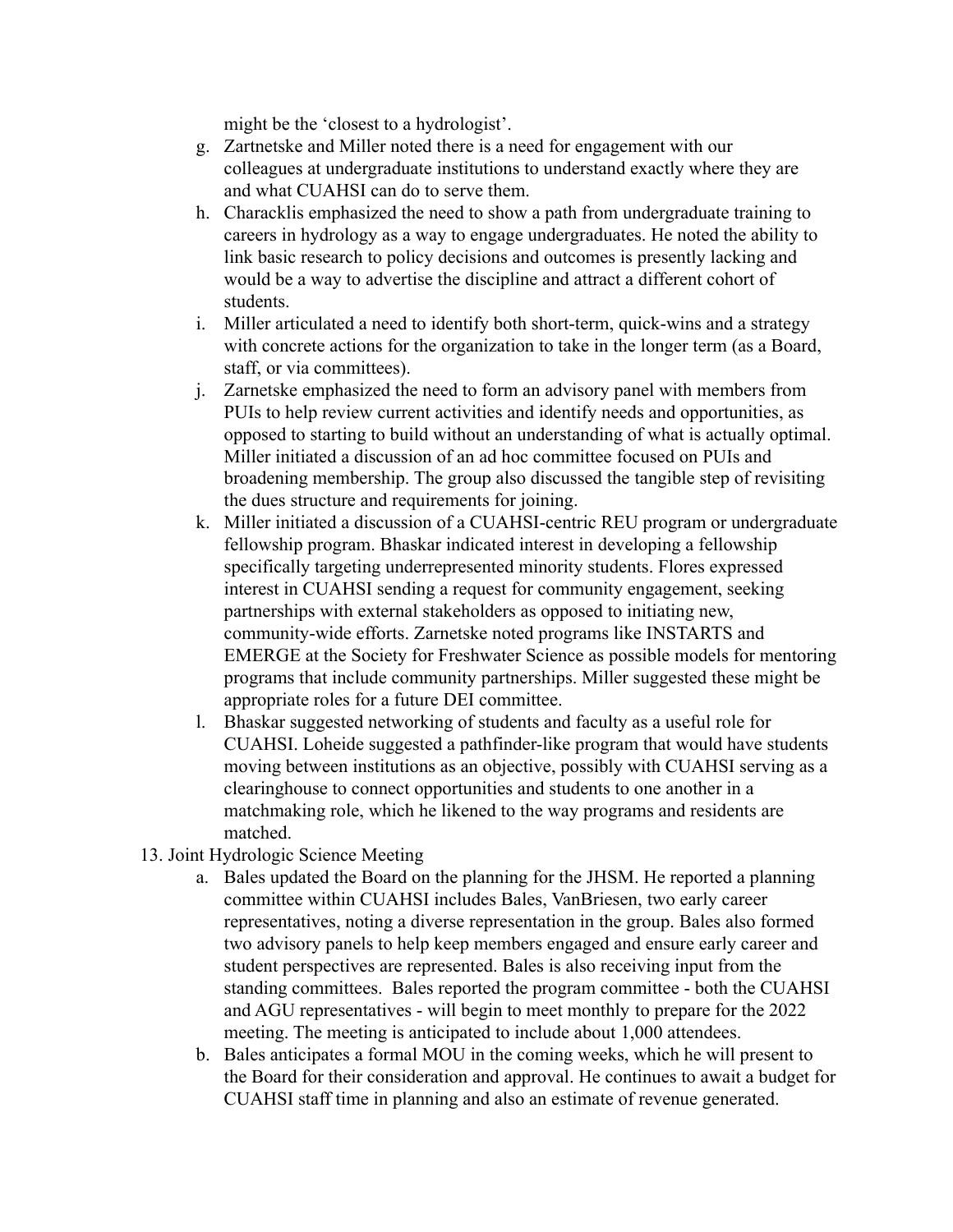might be the 'closest to a hydrologist'.

g. Zartnetske and Miller noted there is a need for engagement with our colleagues at undergraduate institutions to understand exactly where they are and what CUAHSI can do to serve them.
h. Characklis emphasized the need to show a path from undergraduate training to careers in hydrology as a way to engage undergraduates. He noted the ability to link basic research to policy decisions and outcomes is presently lacking and would be a way to advertise the discipline and attract a different cohort of students.
i. Miller articulated a need to identify both short-term, quick-wins and a strategy with concrete actions for the organization to take in the longer term (as a Board, staff, or via committees).
j. Zarnetske emphasized the need to form an advisory panel with members from PUIs to help review current activities and identify needs and opportunities, as opposed to starting to build without an understanding of what is actually optimal. Miller initiated a discussion of an ad hoc committee focused on PUIs and broadening membership. The group also discussed the tangible step of revisiting the dues structure and requirements for joining.
k. Miller initiated a discussion of a CUAHSI-centric REU program or undergraduate fellowship program. Bhaskar indicated interest in developing a fellowship specifically targeting underrepresented minority students. Flores expressed interest in CUAHSI sending a request for community engagement, seeking partnerships with external stakeholders as opposed to initiating new, community-wide efforts. Zarnetske noted programs like INSTARTS and EMERGE at the Society for Freshwater Science as possible models for mentoring programs that include community partnerships. Miller suggested these might be appropriate roles for a future DEI committee.
l. Bhaskar suggested networking of students and faculty as a useful role for CUAHSI. Loheide suggested a pathfinder-like program that would have students moving between institutions as an objective, possibly with CUAHSI serving as a clearinghouse to connect opportunities and students to one another in a matchmaking role, which he likened to the way programs and residents are matched.

13. Joint Hydrologic Science Meeting
    a. Bales updated the Board on the planning for the JHSM. He reported a planning committee within CUAHSI includes Bales, VanBriesen, two early career representatives, noting a diverse representation in the group. Bales also formed two advisory panels to help keep members engaged and ensure early career and student perspectives are represented. Bales is also receiving input from the standing committees. Bales reported the program committee - both the CUAHSI and AGU representatives - will begin to meet monthly to prepare for the 2022 meeting. The meeting is anticipated to include about 1,000 attendees.
    b. Bales anticipates a formal MOU in the coming weeks, which he will present to the Board for their consideration and approval. He continues to await a budget for CUAHSI staff time in planning and also an estimate of revenue generated.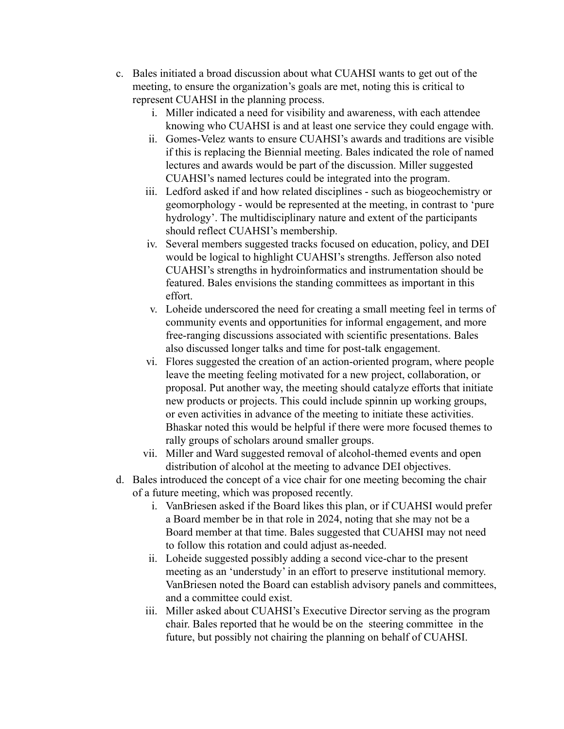c. Bales initiated a broad discussion about what CUAHSI wants to get out of the meeting, to ensure the organization's goals are met, noting this is critical to represent CUAHSI in the planning process.

   i. Miller indicated a need for visibility and awareness, with each attendee knowing who CUAHSI is and at least one service they could engage with.

   ii. Gomes-Velez wants to ensure CUAHSI's awards and traditions are visible if this is replacing the Biennial meeting. Bales indicated the role of named lectures and awards would be part of the discussion. Miller suggested CUAHSI's named lectures could be integrated into the program.

   iii. Ledford asked if and how related disciplines - such as biogeochemistry or geomorphology - would be represented at the meeting, in contrast to 'pure hydrology'. The multidisciplinary nature and extent of the participants should reflect CUAHSI's membership.

   iv. Several members suggested tracks focused on education, policy, and DEI would be logical to highlight CUAHSI's strengths. Jefferson also noted CUAHSI's strengths in hydroinformatics and instrumentation should be featured. Bales envisions the standing committees as important in this effort.

   v. Loheide underscored the need for creating a small meeting feel in terms of community events and opportunities for informal engagement, and more free-ranging discussions associated with scientific presentations. Bales also discussed longer talks and time for post-talk engagement.

   vi. Flores suggested the creation of an action-oriented program, where people leave the meeting feeling motivated for a new project, collaboration, or proposal. Put another way, the meeting should catalyze efforts that initiate new products or projects. This could include spinnin up working groups, or even activities in advance of the meeting to initiate these activities. Bhaskar noted this would be helpful if there were more focused themes to rally groups of scholars around smaller groups.

   vii. Miller and Ward suggested removal of alcohol-themed events and open distribution of alcohol at the meeting to advance DEI objectives.

d. Bales introduced the concept of a vice chair for one meeting becoming the chair of a future meeting, which was proposed recently.

   i. VanBriesen asked if the Board likes this plan, or if CUAHSI would prefer a Board member be in that role in 2024, noting that she may not be a Board member at that time. Bales suggested that CUAHSI may not need to follow this rotation and could adjust as-needed.

   ii. Loheide suggested possibly adding a second vice-char to the present meeting as an 'understudy' in an effort to preserve institutional memory. VanBriesen noted the Board can establish advisory panels and committees, and a committee could exist.

   iii. Miller asked about CUAHSI's Executive Director serving as the program chair. Bales reported that he would be on the steering committee in the future, but possibly not chairing the planning on behalf of CUAHSI.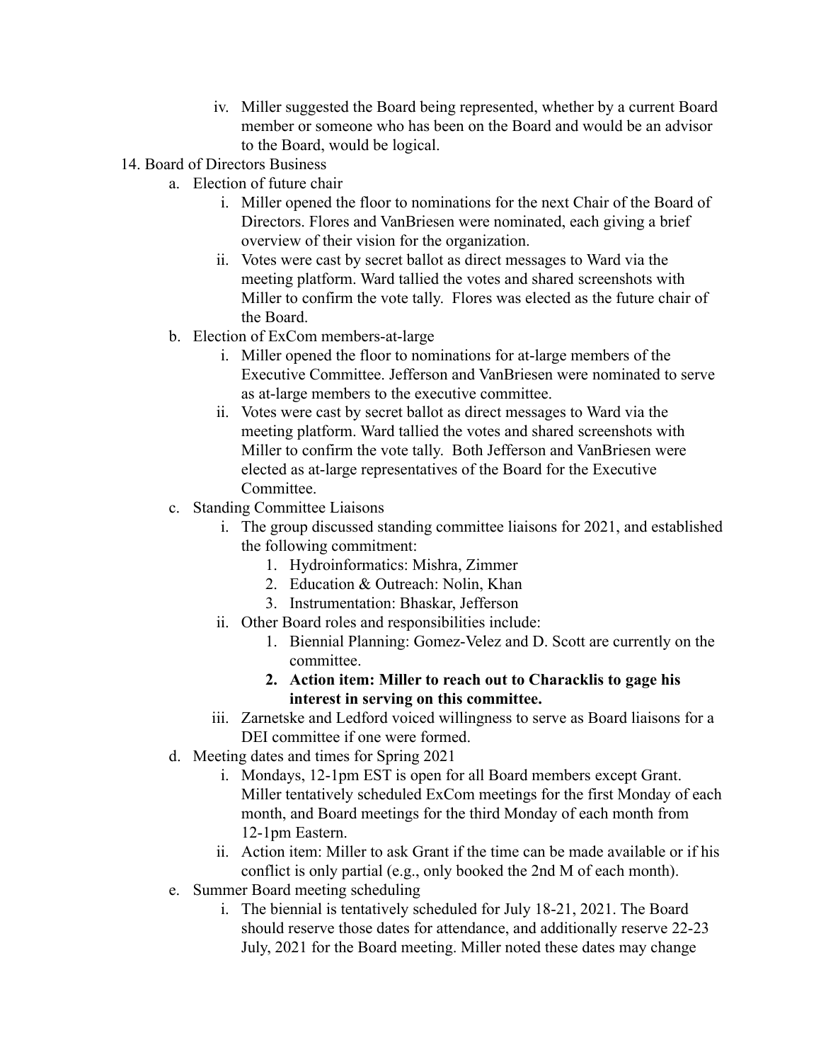iv. Miller suggested the Board being represented, whether by a current Board member or someone who has been on the Board and would be an advisor to the Board, would be logical.

14. Board of Directors Business
    a. Election of future chair
       i. Miller opened the floor to nominations for the next Chair of the Board of Directors. Flores and VanBriesen were nominated, each giving a brief overview of their vision for the organization.
       ii. Votes were cast by secret ballot as direct messages to Ward via the meeting platform. Ward tallied the votes and shared screenshots with Miller to confirm the vote tally. Flores was elected as the future chair of the Board.
    b. Election of ExCom members-at-large
       i. Miller opened the floor to nominations for at-large members of the Executive Committee. Jefferson and VanBriesen were nominated to serve as at-large members to the executive committee.
       ii. Votes were cast by secret ballot as direct messages to Ward via the meeting platform. Ward tallied the votes and shared screenshots with Miller to confirm the vote tally. Both Jefferson and VanBriesen were elected as at-large representatives of the Board for the Executive Committee.
    c. Standing Committee Liaisons
       i. The group discussed standing committee liaisons for 2021, and established the following commitment:
          1. Hydroinformatics: Mishra, Zimmer
          2. Education & Outreach: Nolin, Khan
          3. Instrumentation: Bhaskar, Jefferson
       ii. Other Board roles and responsibilities include:
          1. Biennial Planning: Gomez-Velez and D. Scott are currently on the committee.
          2. **Action item: Miller to reach out to Characklis to gage his interest in serving on this committee.**
       iii. Zarnetske and Ledford voiced willingness to serve as Board liaisons for a DEI committee if one were formed.
    d. Meeting dates and times for Spring 2021
       i. Mondays, 12-1pm EST is open for all Board members except Grant. Miller tentatively scheduled ExCom meetings for the first Monday of each month, and Board meetings for the third Monday of each month from 12-1pm Eastern.
       ii. Action item: Miller to ask Grant if the time can be made available or if his conflict is only partial (e.g., only booked the 2nd M of each month).
    e. Summer Board meeting scheduling
       i. The biennial is tentatively scheduled for July 18-21, 2021. The Board should reserve those dates for attendance, and additionally reserve 22-23 July, 2021 for the Board meeting. Miller noted these dates may change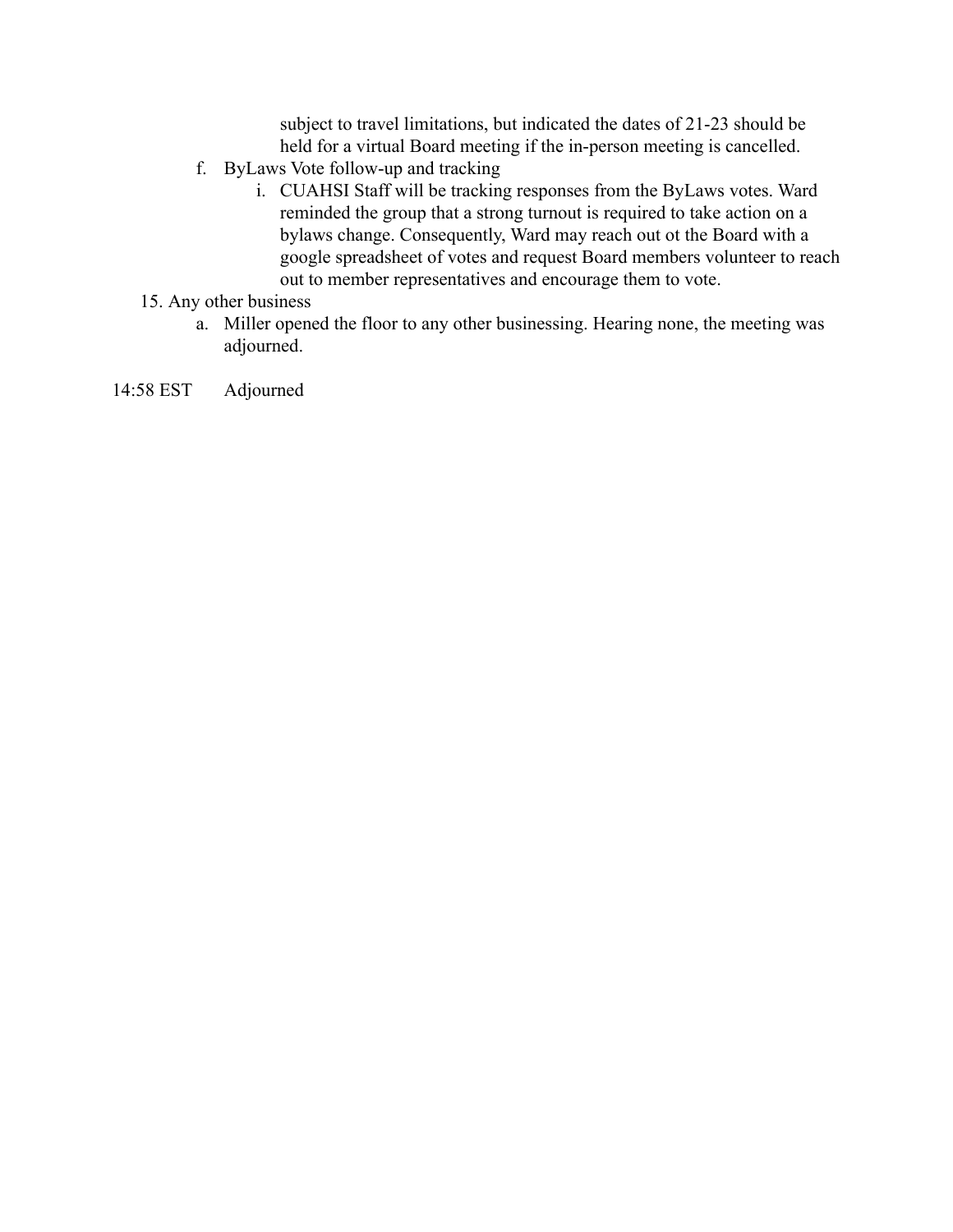subject to travel limitations, but indicated the dates of 21-23 should be held for a virtual Board meeting if the in-person meeting is cancelled.

   f. ByLaws Vote follow-up and tracking
      i. CUAHSI Staff will be tracking responses from the ByLaws votes. Ward reminded the group that a strong turnout is required to take action on a bylaws change. Consequently, Ward may reach out ot the Board with a google spreadsheet of votes and request Board members volunteer to reach out to member representatives and encourage them to vote.

15. Any other business
   a. Miller opened the floor to any other businessing. Hearing none, the meeting was adjourned.

14:58 EST    Adjourned